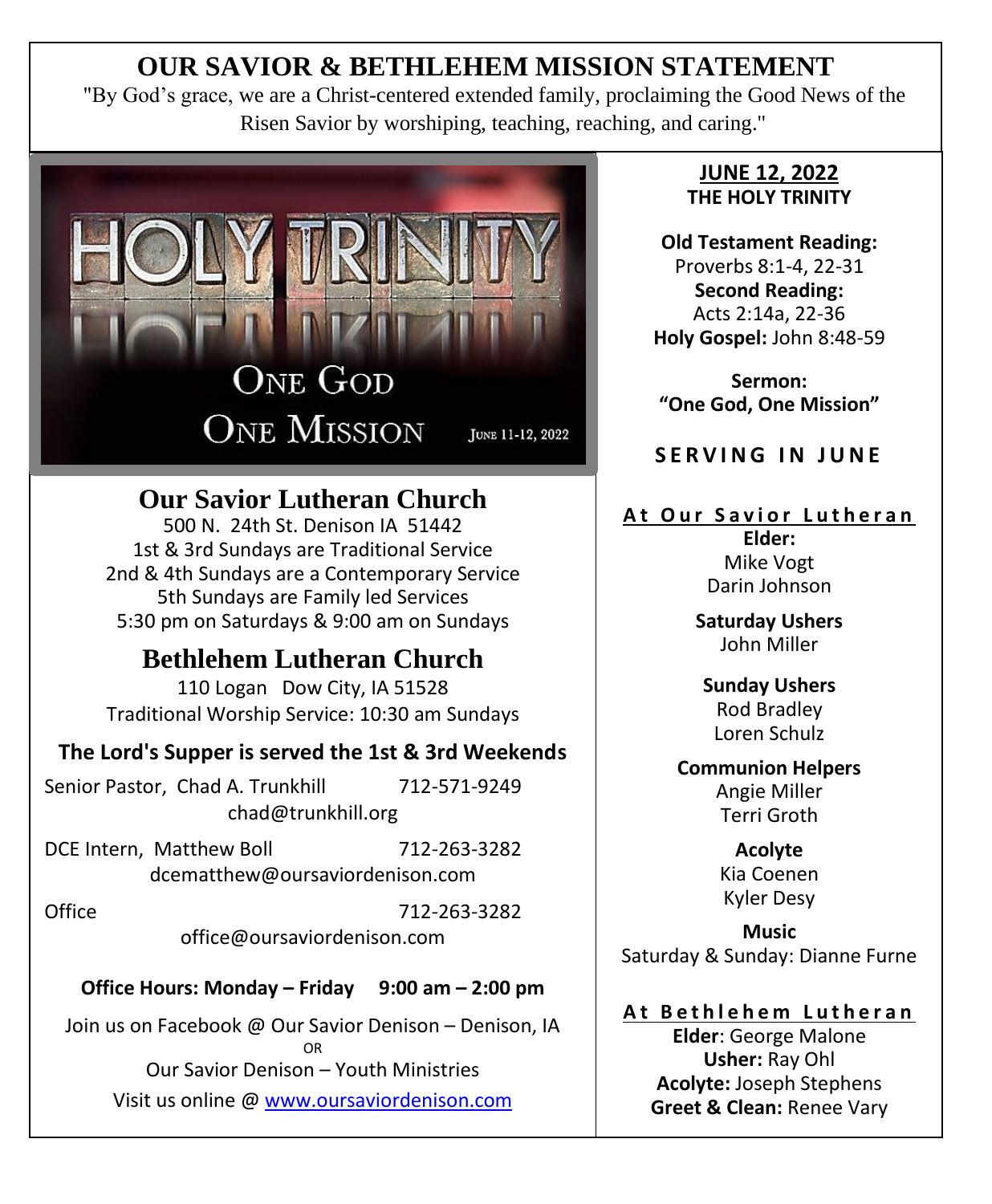# OUR SAVIOR & BETHLEHEM MISSION STATEMENT

"By God's grace, we are a Christ-centered extended family, proclaiming the Good News of the Risen Savior by worshiping, teaching, reaching, and caring."

HOLY TRINITY

ONE GOD

ONE MISSION

JUNE 11-12, 2022

## Our Savior Lutheran Church

500 N. 24th St. Denison IA 51442
1st & 3rd Sundays are Traditional Service
2nd & 4th Sundays are a Contemporary Service
5th Sundays are Family led Services
5:30 pm on Saturdays & 9:00 am on Sundays

## Bethlehem Lutheran Church

110 Logan Dow City, IA 51528
Traditional Worship Service: 10:30 am Sundays

**The Lord's Supper is served the 1st & 3rd Weekends**

Senior Pastor, Chad A. Trunkhill 712-571-9249
chad@trunkhill.org

DCE Intern, Matthew Boll 712-263-3282
dcematthew@oursaviordenison.com

Office 712-263-3282
office@oursaviordenison.com

**Office Hours: Monday – Friday 9:00 am – 2:00 pm**

Join us on Facebook @ Our Savior Denison – Denison, IA
OR
Our Savior Denison – Youth Ministries
Visit us online @ www.oursaviordenison.com

**JUNE 12, 2022**
**THE HOLY TRINITY**

**Old Testament Reading:**
Proverbs 8:1-4, 22-31
**Second Reading:**
Acts 2:14a, 22-36
**Holy Gospel:** John 8:48-59

**Sermon:**
**"One God, One Mission"**

### SERVING IN JUNE

**At Our Savior Lutheran**

**Elder:**
Mike Vogt
Darin Johnson

**Saturday Ushers**
John Miller

**Sunday Ushers**
Rod Bradley
Loren Schulz

**Communion Helpers**
Angie Miller
Terri Groth

**Acolyte**
Kia Coenen
Kyler Desy

**Music**
Saturday & Sunday: Dianne Furne

**At Bethlehem Lutheran**

**Elder**: George Malone
**Usher:** Ray Ohl
**Acolyte:** Joseph Stephens
**Greet & Clean:** Renee Vary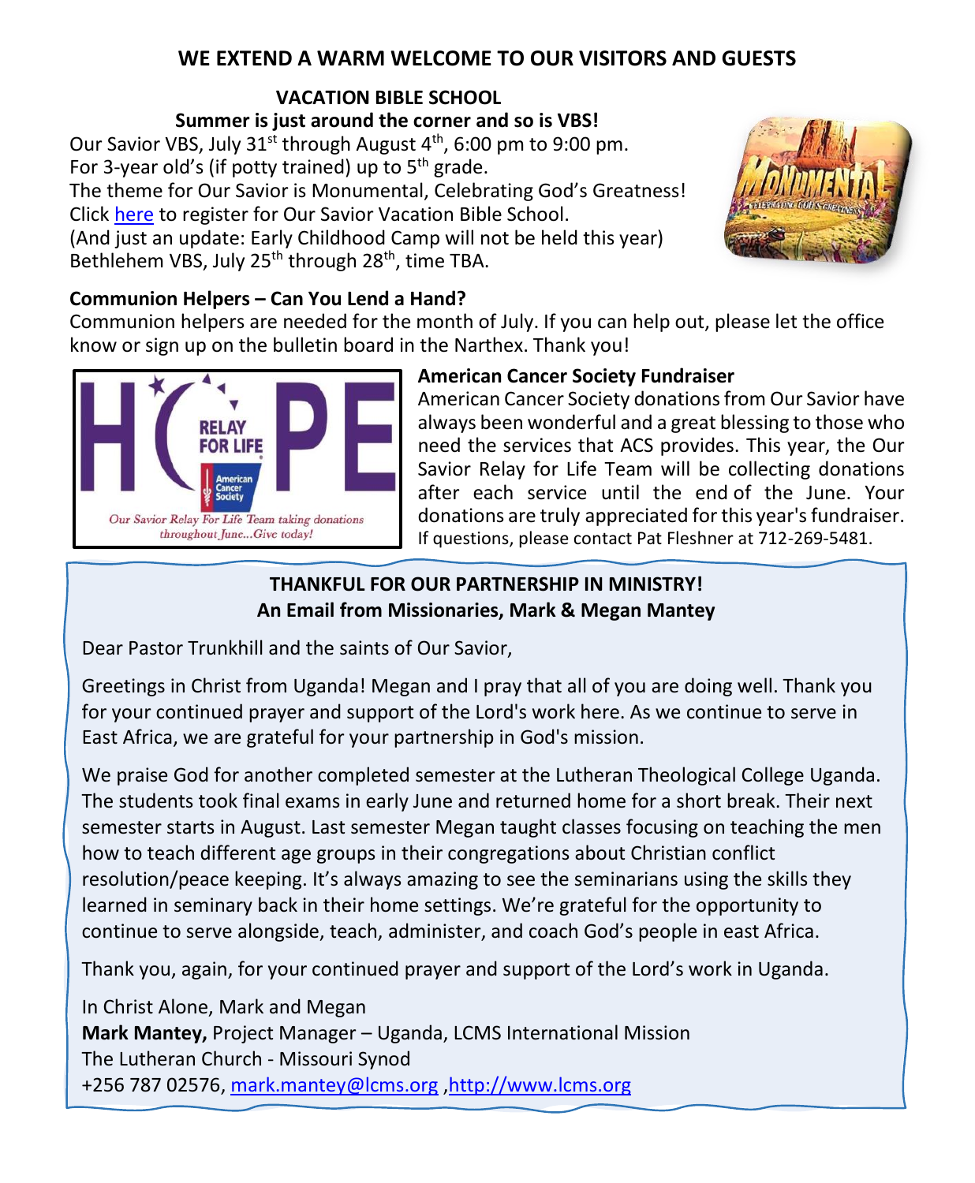## WE EXTEND A WARM WELCOME TO OUR VISITORS AND GUESTS

### VACATION BIBLE SCHOOL

**Summer is just around the corner and so is VBS!**

Our Savior VBS, July 31st through August 4th, 6:00 pm to 9:00 pm.
For 3-year old's (if potty trained) up to 5th grade.
The theme for Our Savior is Monumental, Celebrating God's Greatness!
Click here to register for Our Savior Vacation Bible School.
(And just an update: Early Childhood Camp will not be held this year)
Bethlehem VBS, July 25th through 28th, time TBA.

### Communion Helpers – Can You Lend a Hand?

Communion helpers are needed for the month of July. If you can help out, please let the office know or sign up on the bulletin board in the Narthex. Thank you!

### American Cancer Society Fundraiser

American Cancer Society donations from Our Savior have always been wonderful and a great blessing to those who need the services that ACS provides. This year, the Our Savior Relay for Life Team will be collecting donations after each service until the end of the June. Your donations are truly appreciated for this year's fundraiser. If questions, please contact Pat Fleshner at 712-269-5481.

### THANKFUL FOR OUR PARTNERSHIP IN MINISTRY!
### An Email from Missionaries, Mark & Megan Mantey

Dear Pastor Trunkhill and the saints of Our Savior,

Greetings in Christ from Uganda! Megan and I pray that all of you are doing well. Thank you for your continued prayer and support of the Lord's work here. As we continue to serve in East Africa, we are grateful for your partnership in God's mission.

We praise God for another completed semester at the Lutheran Theological College Uganda. The students took final exams in early June and returned home for a short break. Their next semester starts in August. Last semester Megan taught classes focusing on teaching the men how to teach different age groups in their congregations about Christian conflict resolution/peace keeping. It's always amazing to see the seminarians using the skills they learned in seminary back in their home settings. We're grateful for the opportunity to continue to serve alongside, teach, administer, and coach God's people in east Africa.

Thank you, again, for your continued prayer and support of the Lord's work in Uganda.

In Christ Alone, Mark and Megan
**Mark Mantey,** Project Manager – Uganda, LCMS International Mission
The Lutheran Church - Missouri Synod
+256 787 02576, mark.mantey@lcms.org ,http://www.lcms.org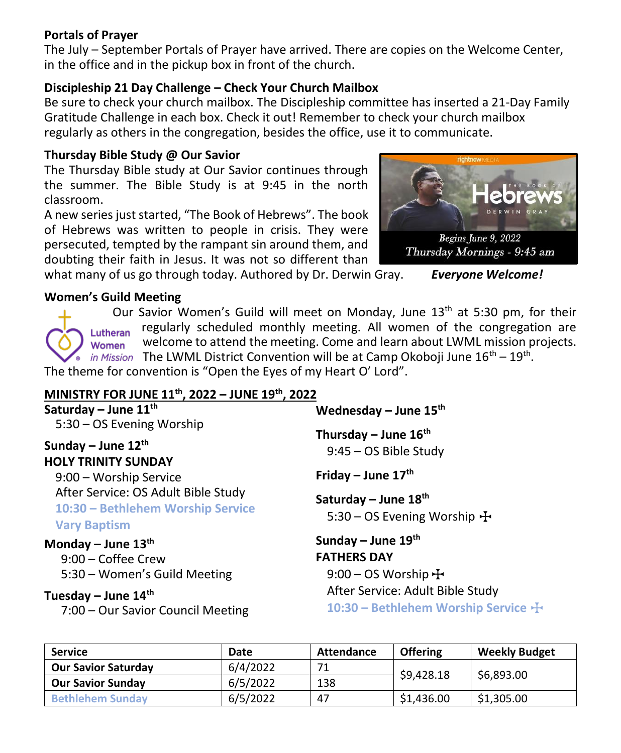**Portals of Prayer**

The July – September Portals of Prayer have arrived. There are copies on the Welcome Center, in the office and in the pickup box in front of the church.

**Discipleship 21 Day Challenge – Check Your Church Mailbox**

Be sure to check your church mailbox. The Discipleship committee has inserted a 21-Day Family Gratitude Challenge in each box. Check it out! Remember to check your church mailbox regularly as others in the congregation, besides the office, use it to communicate.

**Thursday Bible Study @ Our Savior**

The Thursday Bible study at Our Savior continues through the summer. The Bible Study is at 9:45 in the north classroom.

A new series just started, "The Book of Hebrews". The book of Hebrews was written to people in crisis. They were persecuted, tempted by the rampant sin around them, and doubting their faith in Jesus. It was not so different than what many of us go through today. Authored by Dr. Derwin Gray. ***Everyone Welcome!***

rightnow MEDIA
THE BOOK OF Hebrews
DERWIN GRAY
*Begins June 9, 2022*
*Thursday Mornings - 9:45 am*

**Women's Guild Meeting**

Lutheran Women in Mission

Our Savior Women's Guild will meet on Monday, June 13th at 5:30 pm, for their regularly scheduled monthly meeting. All women of the congregation are welcome to attend the meeting. Come and learn about LWML mission projects. The LWML District Convention will be at Camp Okoboji June 16th – 19th. The theme for convention is "Open the Eyes of my Heart O' Lord".

**MINISTRY FOR JUNE 11th, 2022 – JUNE 19th, 2022**

**Saturday – June 11th**
5:30 – OS Evening Worship

**Sunday – June 12th**
**HOLY TRINITY SUNDAY**
9:00 – Worship Service
After Service: OS Adult Bible Study
**10:30 – Bethlehem Worship Service**
**Vary Baptism**

**Monday – June 13th**
9:00 – Coffee Crew
5:30 – Women's Guild Meeting

**Tuesday – June 14th**
7:00 – Our Savior Council Meeting

**Wednesday – June 15th**

**Thursday – June 16th**
9:45 – OS Bible Study

**Friday – June 17th**

**Saturday – June 18th**
5:30 – OS Evening Worship ☩

**Sunday – June 19th**
**FATHERS DAY**
9:00 – OS Worship ☩
After Service: Adult Bible Study
**10:30 – Bethlehem Worship Service ☩**

| Service | Date | Attendance | Offering | Weekly Budget |
|---|---|---|---|---|
| **Our Savior Saturday** | 6/4/2022 | 71 | $9,428.18 | $6,893.00 |
| **Our Savior Sunday** | 6/5/2022 | 138 | | |
| **Bethlehem Sunday** | 6/5/2022 | 47 | $1,436.00 | $1,305.00 |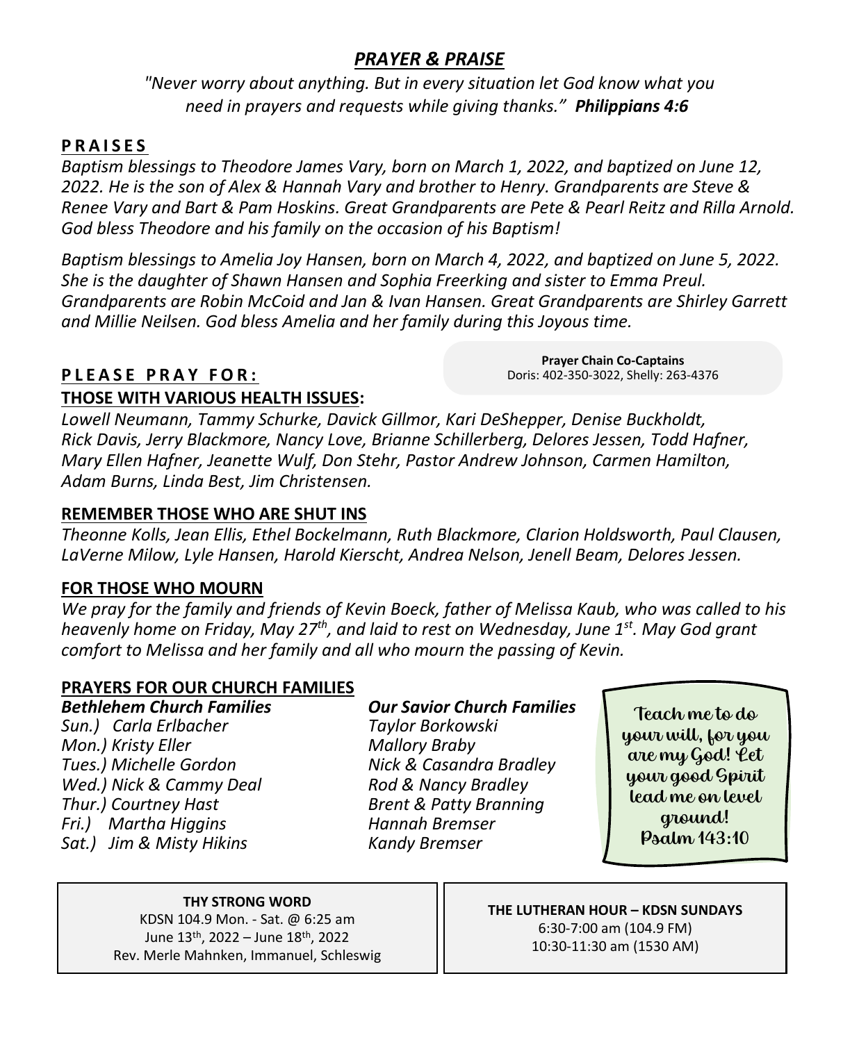## *PRAYER & PRAISE*

*"Never worry about anything. But in every situation let God know what you need in prayers and requests while giving thanks."* ***Philippians 4:6***

### PRAISES

*Baptism blessings to Theodore James Vary, born on March 1, 2022, and baptized on June 12, 2022. He is the son of Alex & Hannah Vary and brother to Henry. Grandparents are Steve & Renee Vary and Bart & Pam Hoskins. Great Grandparents are Pete & Pearl Reitz and Rilla Arnold. God bless Theodore and his family on the occasion of his Baptism!*

*Baptism blessings to Amelia Joy Hansen, born on March 4, 2022, and baptized on June 5, 2022. She is the daughter of Shawn Hansen and Sophia Freerking and sister to Emma Preul. Grandparents are Robin McCoid and Jan & Ivan Hansen. Great Grandparents are Shirley Garrett and Millie Neilsen. God bless Amelia and her family during this Joyous time.*

### PLEASE PRAY FOR:

**Prayer Chain Co-Captains**
Doris: 402-350-3022, Shelly: 263-4376

**THOSE WITH VARIOUS HEALTH ISSUES:**

*Lowell Neumann, Tammy Schurke, Davick Gillmor, Kari DeShepper, Denise Buckholdt, Rick Davis, Jerry Blackmore, Nancy Love, Brianne Schillerberg, Delores Jessen, Todd Hafner, Mary Ellen Hafner, Jeanette Wulf, Don Stehr, Pastor Andrew Johnson, Carmen Hamilton, Adam Burns, Linda Best, Jim Christensen.*

**REMEMBER THOSE WHO ARE SHUT INS**

*Theonne Kolls, Jean Ellis, Ethel Bockelmann, Ruth Blackmore, Clarion Holdsworth, Paul Clausen, LaVerne Milow, Lyle Hansen, Harold Kierscht, Andrea Nelson, Jenell Beam, Delores Jessen.*

**FOR THOSE WHO MOURN**

*We pray for the family and friends of Kevin Boeck, father of Melissa Kaub, who was called to his heavenly home on Friday, May 27th, and laid to rest on Wednesday, June 1st. May God grant comfort to Melissa and her family and all who mourn the passing of Kevin.*

**PRAYERS FOR OUR CHURCH FAMILIES**

| ***Bethlehem Church Families*** | ***Our Savior Church Families*** |
|---|---|
| *Sun.) Carla Erlbacher* | *Taylor Borkowski* |
| *Mon.) Kristy Eller* | *Mallory Braby* |
| *Tues.) Michelle Gordon* | *Nick & Casandra Bradley* |
| *Wed.) Nick & Cammy Deal* | *Rod & Nancy Bradley* |
| *Thur.) Courtney Hast* | *Brent & Patty Branning* |
| *Fri.) Martha Higgins* | *Hannah Bremser* |
| *Sat.) Jim & Misty Hikins* | *Kandy Bremser* |

Teach me to do your will, for you are my God! Let your good Spirit lead me on level ground!
Psalm 143:10

**THY STRONG WORD**
KDSN 104.9 Mon. - Sat. @ 6:25 am
June 13th, 2022 – June 18th, 2022
Rev. Merle Mahnken, Immanuel, Schleswig

**THE LUTHERAN HOUR – KDSN SUNDAYS**
6:30-7:00 am (104.9 FM)
10:30-11:30 am (1530 AM)